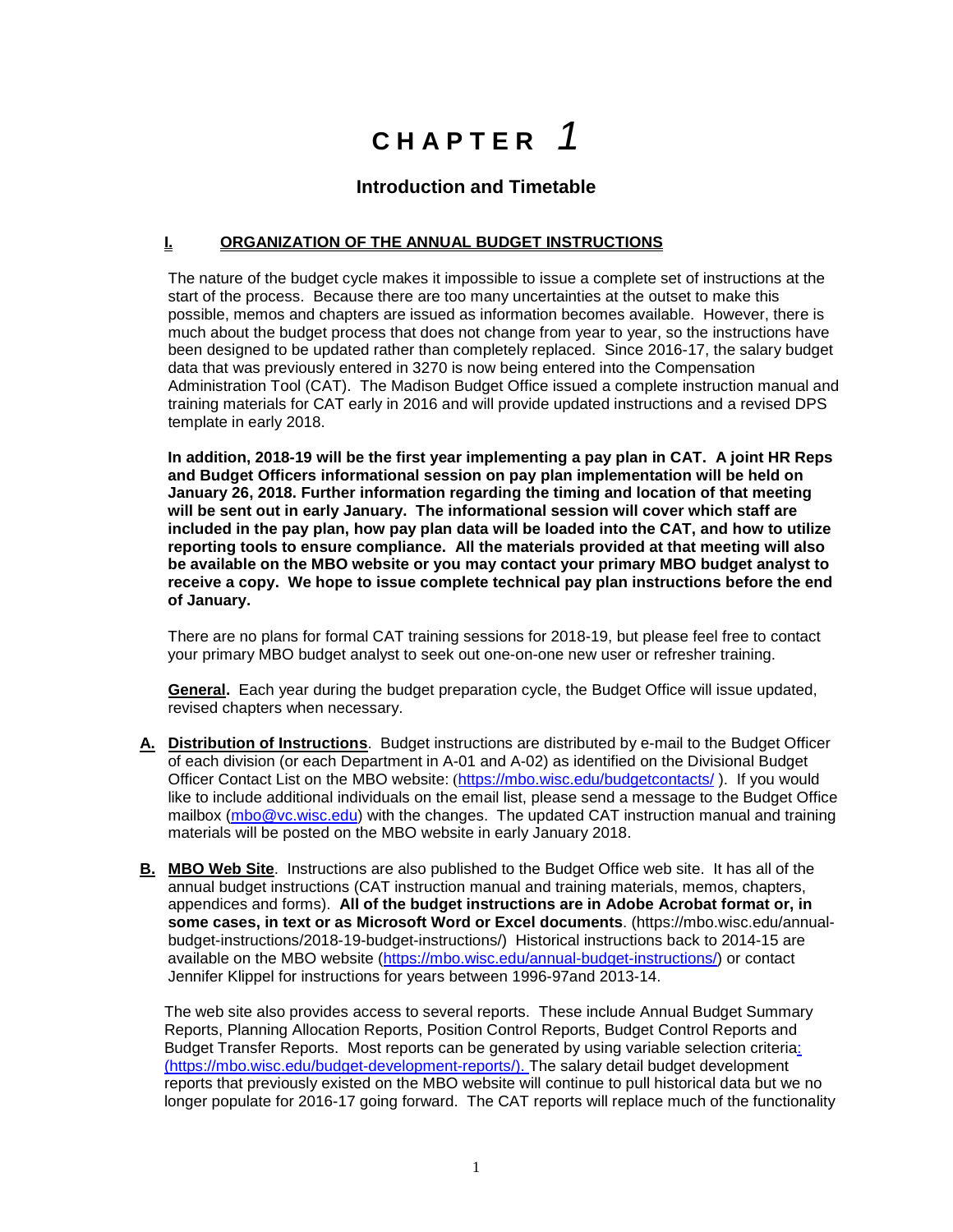# CHAPTER *1*

## Introduction and Timetable

### I. ORGANIZATION OF THE ANNUAL BUDGET INSTRUCTIONS

The nature of the budget cycle makes it impossible to issue a complete set of instructions at the start of the process. Because there are too many uncertainties at the outset to make this possible, memos and chapters are issued as information becomes available. However, there is much about the budget process that does not change from year to year, so the instructions have been designed to be updated rather than completely replaced. Since 2016-17, the salary budget data that was previously entered in 3270 is now being entered into the Compensation Administration Tool (CAT). The Madison Budget Office issued a complete instruction manual and training materials for CAT early in 2016 and will provide updated instructions and a revised DPS template in early 2018.

**In addition, 2018-19 will be the first year implementing a pay plan in CAT. A joint HR Reps and Budget Officers informational session on pay plan implementation will be held on January 26, 2018. Further information regarding the timing and location of that meeting will be sent out in early January. The informational session will cover which staff are included in the pay plan, how pay plan data will be loaded into the CAT, and how to utilize reporting tools to ensure compliance. All the materials provided at that meeting will also be available on the MBO website or you may contact your primary MBO budget analyst to receive a copy. We hope to issue complete technical pay plan instructions before the end of January.**

There are no plans for formal CAT training sessions for 2018-19, but please feel free to contact your primary MBO budget analyst to seek out one-on-one new user or refresher training.

**General.** Each year during the budget preparation cycle, the Budget Office will issue updated, revised chapters when necessary.

**A. Distribution of Instructions**. Budget instructions are distributed by e-mail to the Budget Officer of each division (or each Department in A-01 and A-02) as identified on the Divisional Budget Officer Contact List on the MBO website: (https://mbo.wisc.edu/budgetcontacts/ ). If you would like to include additional individuals on the email list, please send a message to the Budget Office mailbox (mbo@vc.wisc.edu) with the changes. The updated CAT instruction manual and training materials will be posted on the MBO website in early January 2018.

**B. MBO Web Site**. Instructions are also published to the Budget Office web site. It has all of the annual budget instructions (CAT instruction manual and training materials, memos, chapters, appendices and forms). **All of the budget instructions are in Adobe Acrobat format or, in some cases, in text or as Microsoft Word or Excel documents**. (https://mbo.wisc.edu/annual-budget-instructions/2018-19-budget-instructions/) Historical instructions back to 2014-15 are available on the MBO website (https://mbo.wisc.edu/annual-budget-instructions/) or contact Jennifer Klippel for instructions for years between 1996-97and 2013-14.

The web site also provides access to several reports. These include Annual Budget Summary Reports, Planning Allocation Reports, Position Control Reports, Budget Control Reports and Budget Transfer Reports. Most reports can be generated by using variable selection criteria: (https://mbo.wisc.edu/budget-development-reports/). The salary detail budget development reports that previously existed on the MBO website will continue to pull historical data but we no longer populate for 2016-17 going forward. The CAT reports will replace much of the functionality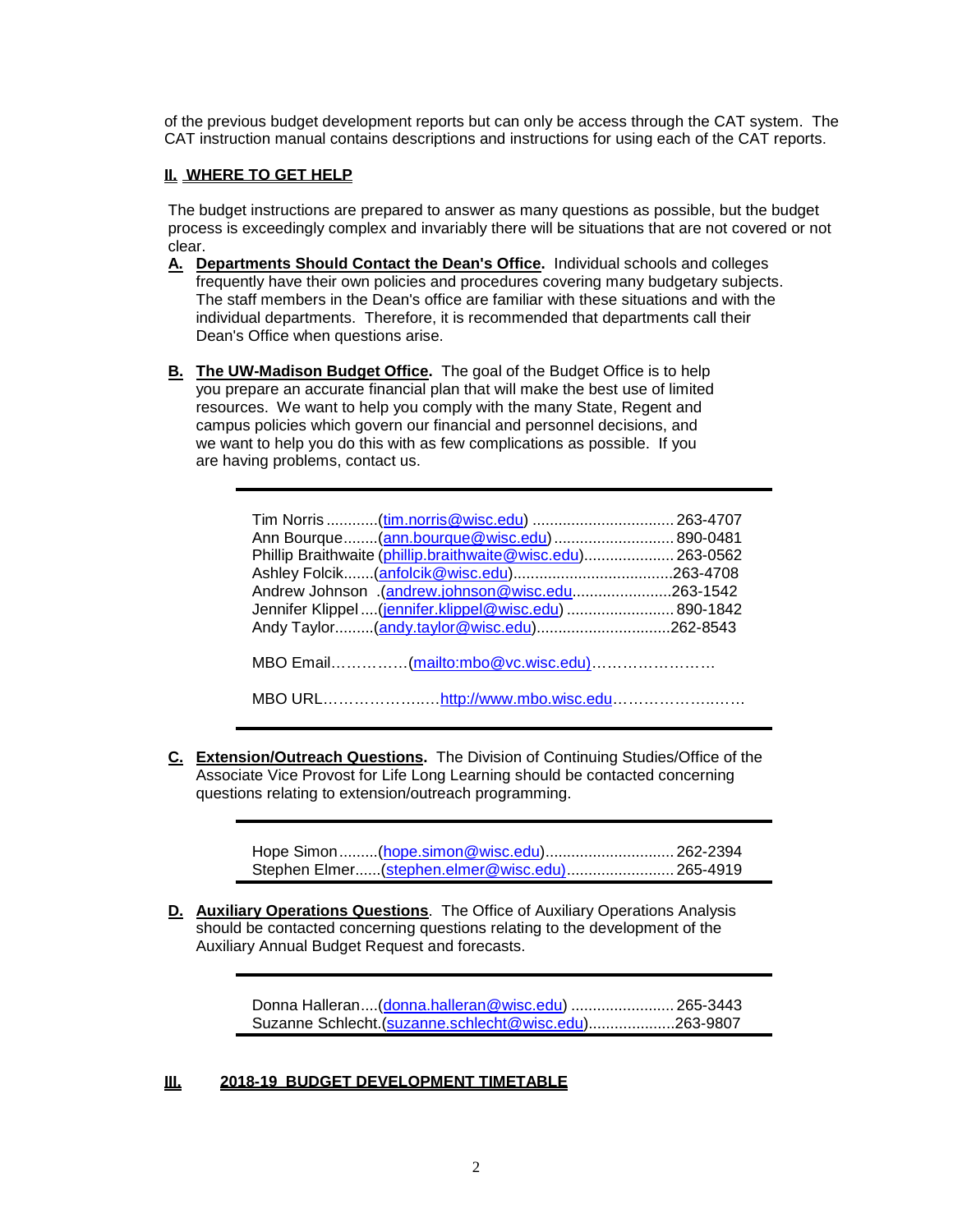of the previous budget development reports but can only be access through the CAT system. The CAT instruction manual contains descriptions and instructions for using each of the CAT reports.

## II. WHERE TO GET HELP

The budget instructions are prepared to answer as many questions as possible, but the budget process is exceedingly complex and invariably there will be situations that are not covered or not clear.

**A. Departments Should Contact the Dean's Office.** Individual schools and colleges frequently have their own policies and procedures covering many budgetary subjects. The staff members in the Dean's office are familiar with these situations and with the individual departments. Therefore, it is recommended that departments call their Dean's Office when questions arise.

**B. The UW-Madison Budget Office.** The goal of the Budget Office is to help you prepare an accurate financial plan that will make the best use of limited resources. We want to help you comply with the many State, Regent and campus policies which govern our financial and personnel decisions, and we want to help you do this with as few complications as possible. If you are having problems, contact us.

Tim Norris ............(tim.norris@wisc.edu) ................................ 263-4707
Ann Bourque........(ann.bourque@wisc.edu) ........................... 890-0481
Phillip Braithwaite (phillip.braithwaite@wisc.edu)..................... 263-0562
Ashley Folcik.......(anfolcik@wisc.edu)....................................263-4708
Andrew Johnson .(andrew.johnson@wisc.edu.......................263-1542
Jennifer Klippel ....(jennifer.klippel@wisc.edu) ......................... 890-1842
Andy Taylor.........(andy.taylor@wisc.edu)..............................262-8543

MBO Email……………(mailto:mbo@vc.wisc.edu)……………………

MBO URL………………..…http://www.mbo.wisc.edu……………….……

**C. Extension/Outreach Questions.** The Division of Continuing Studies/Office of the Associate Vice Provost for Life Long Learning should be contacted concerning questions relating to extension/outreach programming.

Hope Simon .........(hope.simon@wisc.edu)............................. 262-2394
Stephen Elmer......(stephen.elmer@wisc.edu)......................... 265-4919

**D. Auxiliary Operations Questions.** The Office of Auxiliary Operations Analysis should be contacted concerning questions relating to the development of the Auxiliary Annual Budget Request and forecasts.

Donna Halleran....(donna.halleran@wisc.edu) ........................ 265-3443
Suzanne Schlecht.(suzanne.schlecht@wisc.edu)....................263-9807

## III. 2018-19 BUDGET DEVELOPMENT TIMETABLE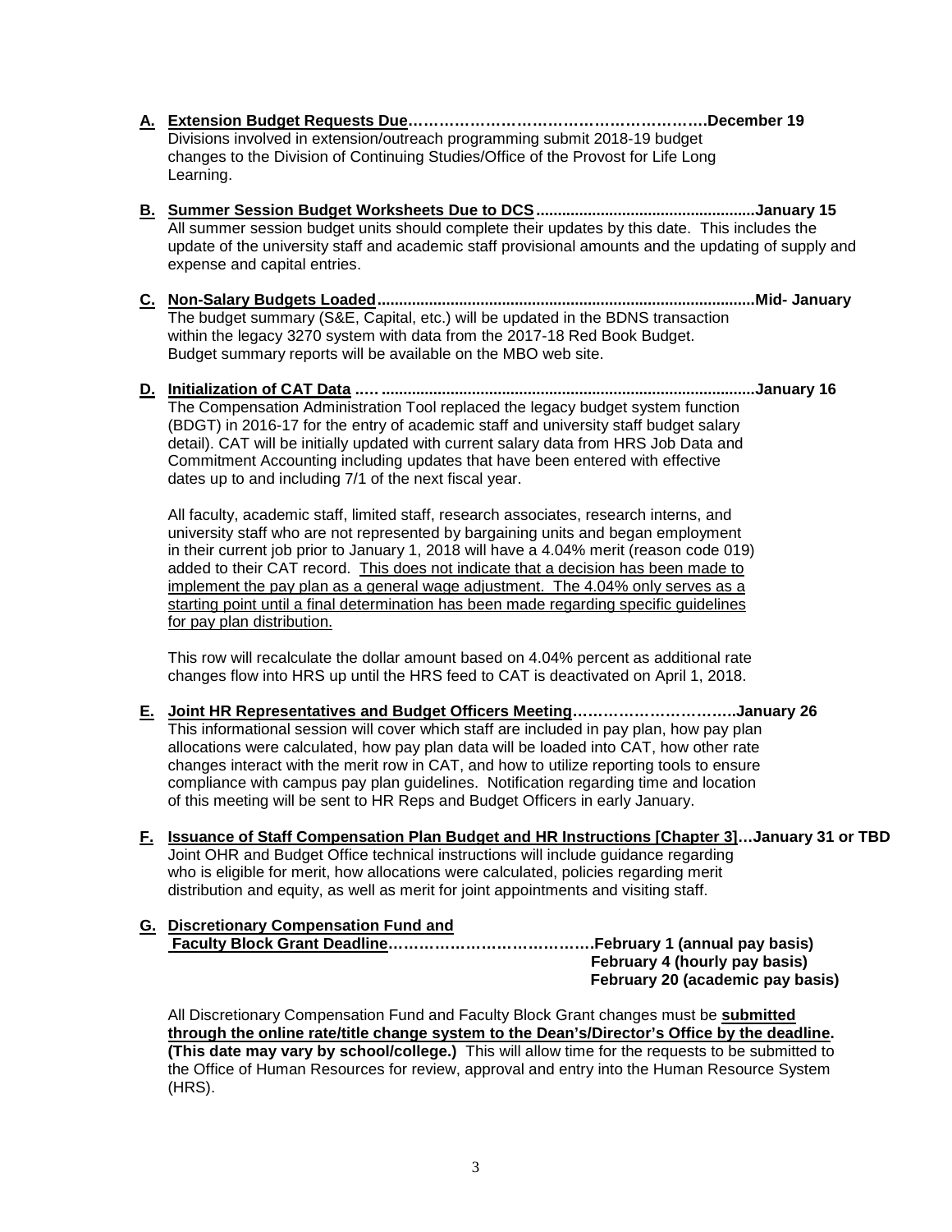**A. Extension Budget Requests Due……………………………………………………December 19**

Divisions involved in extension/outreach programming submit 2018-19 budget changes to the Division of Continuing Studies/Office of the Provost for Life Long Learning.

**B. Summer Session Budget Worksheets Due to DCS...................................................January 15**

All summer session budget units should complete their updates by this date. This includes the update of the university staff and academic staff provisional amounts and the updating of supply and expense and capital entries.

**C. Non-Salary Budgets Loaded.......................................................................................Mid- January**

The budget summary (S&E, Capital, etc.) will be updated in the BDNS transaction within the legacy 3270 system with data from the 2017-18 Red Book Budget. Budget summary reports will be available on the MBO web site.

**D. Initialization of CAT Data ..... .....................................................................................January 16**

The Compensation Administration Tool replaced the legacy budget system function (BDGT) in 2016-17 for the entry of academic staff and university staff budget salary detail). CAT will be initially updated with current salary data from HRS Job Data and Commitment Accounting including updates that have been entered with effective dates up to and including 7/1 of the next fiscal year.

All faculty, academic staff, limited staff, research associates, research interns, and university staff who are not represented by bargaining units and began employment in their current job prior to January 1, 2018 will have a 4.04% merit (reason code 019) added to their CAT record. <u>This does not indicate that a decision has been made to implement the pay plan as a general wage adjustment. The 4.04% only serves as a starting point until a final determination has been made regarding specific guidelines for pay plan distribution.</u>

This row will recalculate the dollar amount based on 4.04% percent as additional rate changes flow into HRS up until the HRS feed to CAT is deactivated on April 1, 2018.

**E. Joint HR Representatives and Budget Officers Meeting…………………………..January 26**

This informational session will cover which staff are included in pay plan, how pay plan allocations were calculated, how pay plan data will be loaded into CAT, how other rate changes interact with the merit row in CAT, and how to utilize reporting tools to ensure compliance with campus pay plan guidelines. Notification regarding time and location of this meeting will be sent to HR Reps and Budget Officers in early January.

**F. Issuance of Staff Compensation Plan Budget and HR Instructions [Chapter 3]…January 31 or TBD**

Joint OHR and Budget Office technical instructions will include guidance regarding who is eligible for merit, how allocations were calculated, policies regarding merit distribution and equity, as well as merit for joint appointments and visiting staff.

**G. Discretionary Compensation Fund and Faculty Block Grant Deadline…………………………………February 1 (annual pay basis)**
**February 4 (hourly pay basis)**
**February 20 (academic pay basis)**

All Discretionary Compensation Fund and Faculty Block Grant changes must be **submitted through the online rate/title change system to the Dean's/Director's Office by the deadline. (This date may vary by school/college.)** This will allow time for the requests to be submitted to the Office of Human Resources for review, approval and entry into the Human Resource System (HRS).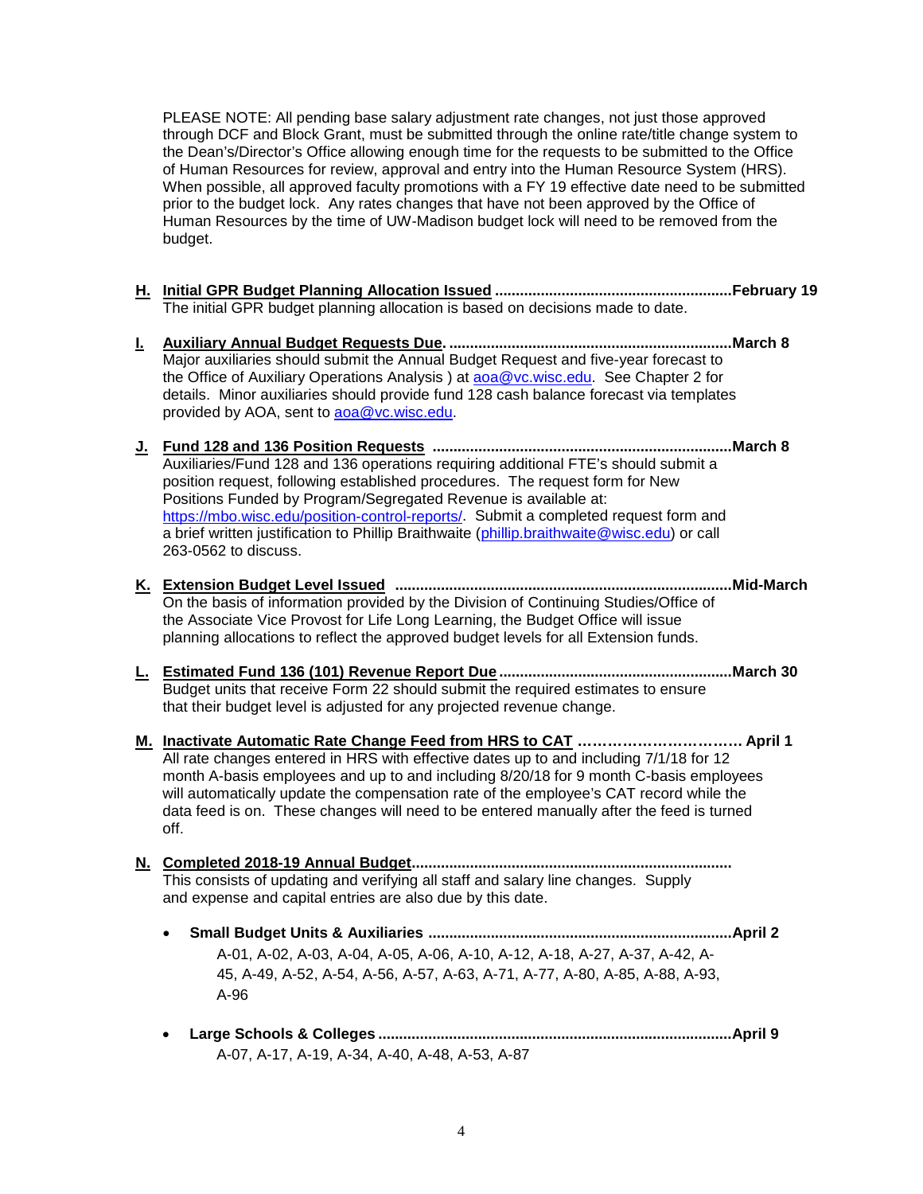PLEASE NOTE: All pending base salary adjustment rate changes, not just those approved through DCF and Block Grant, must be submitted through the online rate/title change system to the Dean's/Director's Office allowing enough time for the requests to be submitted to the Office of Human Resources for review, approval and entry into the Human Resource System (HRS). When possible, all approved faculty promotions with a FY 19 effective date need to be submitted prior to the budget lock. Any rates changes that have not been approved by the Office of Human Resources by the time of UW-Madison budget lock will need to be removed from the budget.

**H. <u>Initial GPR Budget Planning Allocation Issued</u> ........................................................February 19**
The initial GPR budget planning allocation is based on decisions made to date.

**I. <u>Auxiliary Annual Budget Requests Due.</u> ....................................................................March 8**
Major auxiliaries should submit the Annual Budget Request and five-year forecast to the Office of Auxiliary Operations Analysis ) at [aoa@vc.wisc.edu](mailto:aoa@vc.wisc.edu). See Chapter 2 for details. Minor auxiliaries should provide fund 128 cash balance forecast via templates provided by AOA, sent to [aoa@vc.wisc.edu](mailto:aoa@vc.wisc.edu).

**J. <u>Fund 128 and 136 Position Requests</u> .......................................................................March 8**
Auxiliaries/Fund 128 and 136 operations requiring additional FTE's should submit a position request, following established procedures. The request form for New Positions Funded by Program/Segregated Revenue is available at: [https://mbo.wisc.edu/position-control-reports/](https://mbo.wisc.edu/position-control-reports/). Submit a completed request form and a brief written justification to Phillip Braithwaite ([phillip.braithwaite@wisc.edu](mailto:phillip.braithwaite@wisc.edu)) or call 263-0562 to discuss.

**K. <u>Extension Budget Level Issued</u> ................................................................................Mid-March**
On the basis of information provided by the Division of Continuing Studies/Office of the Associate Vice Provost for Life Long Learning, the Budget Office will issue planning allocations to reflect the approved budget levels for all Extension funds.

**L. <u>Estimated Fund 136 (101) Revenue Report Due</u> ........................................................March 30**
Budget units that receive Form 22 should submit the required estimates to ensure that their budget level is adjusted for any projected revenue change.

**M. <u>Inactivate Automatic Rate Change Feed from HRS to CAT</u> ……………………………. April 1**
All rate changes entered in HRS with effective dates up to and including 7/1/18 for 12 month A-basis employees and up to and including 8/20/18 for 9 month C-basis employees will automatically update the compensation rate of the employee's CAT record while the data feed is on. These changes will need to be entered manually after the feed is turned off.

**N. <u>Completed 2018-19 Annual Budget</u>............................................................................**
This consists of updating and verifying all staff and salary line changes. Supply and expense and capital entries are also due by this date.

- **Small Budget Units & Auxiliaries .........................................................................April 2**
  A-01, A-02, A-03, A-04, A-05, A-06, A-10, A-12, A-18, A-27, A-37, A-42, A-45, A-49, A-52, A-54, A-56, A-57, A-63, A-71, A-77, A-80, A-85, A-88, A-93, A-96

- **Large Schools & Colleges .....................................................................................April 9**
  A-07, A-17, A-19, A-34, A-40, A-48, A-53, A-87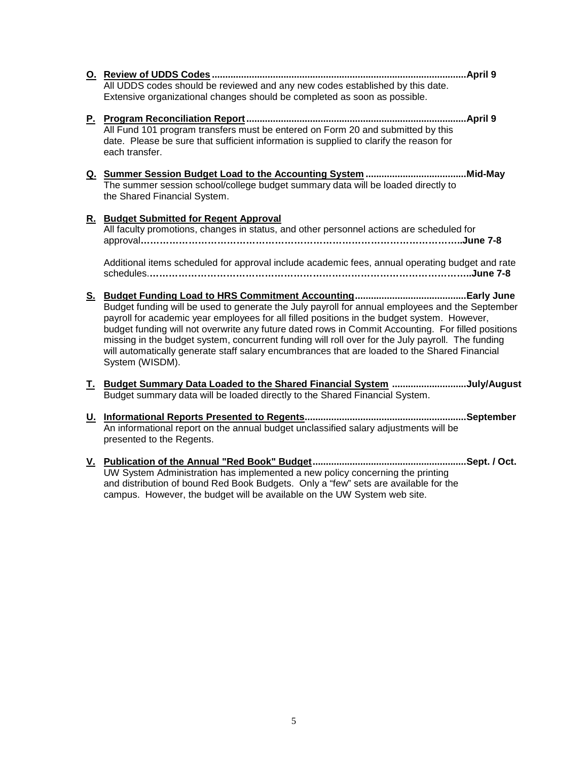**O. <u>Review of UDDS Codes</u>................................................................................................April 9**
All UDDS codes should be reviewed and any new codes established by this date. Extensive organizational changes should be completed as soon as possible.

**P. <u>Program Reconciliation Report</u>..................................................................................April 9**
All Fund 101 program transfers must be entered on Form 20 and submitted by this date. Please be sure that sufficient information is supplied to clarify the reason for each transfer.

**Q. <u>Summer Session Budget Load to the Accounting System</u>......................................Mid-May**
The summer session school/college budget summary data will be loaded directly to the Shared Financial System.

**R. <u>Budget Submitted for Regent Approval</u>**
All faculty promotions, changes in status, and other personnel actions are scheduled for approval**……………………………………………………………………………………..June 7-8**

Additional items scheduled for approval include academic fees, annual operating budget and rate schedules.**……………………………………………………………………………………..June 7-8**

**S. <u>Budget Funding Load to HRS Commitment Accounting</u>..........................................Early June**
Budget funding will be used to generate the July payroll for annual employees and the September payroll for academic year employees for all filled positions in the budget system. However, budget funding will not overwrite any future dated rows in Commit Accounting. For filled positions missing in the budget system, concurrent funding will roll over for the July payroll. The funding will automatically generate staff salary encumbrances that are loaded to the Shared Financial System (WISDM).

**T. <u>Budget Summary Data Loaded to the Shared Financial System</u> ............................July/August**
Budget summary data will be loaded directly to the Shared Financial System.

**U. <u>Informational Reports Presented to Regents</u>............................................................September**
An informational report on the annual budget unclassified salary adjustments will be presented to the Regents.

**V. <u>Publication of the Annual "Red Book" Budget</u>.........................................................Sept. / Oct.**
UW System Administration has implemented a new policy concerning the printing and distribution of bound Red Book Budgets. Only a "few" sets are available for the campus. However, the budget will be available on the UW System web site.